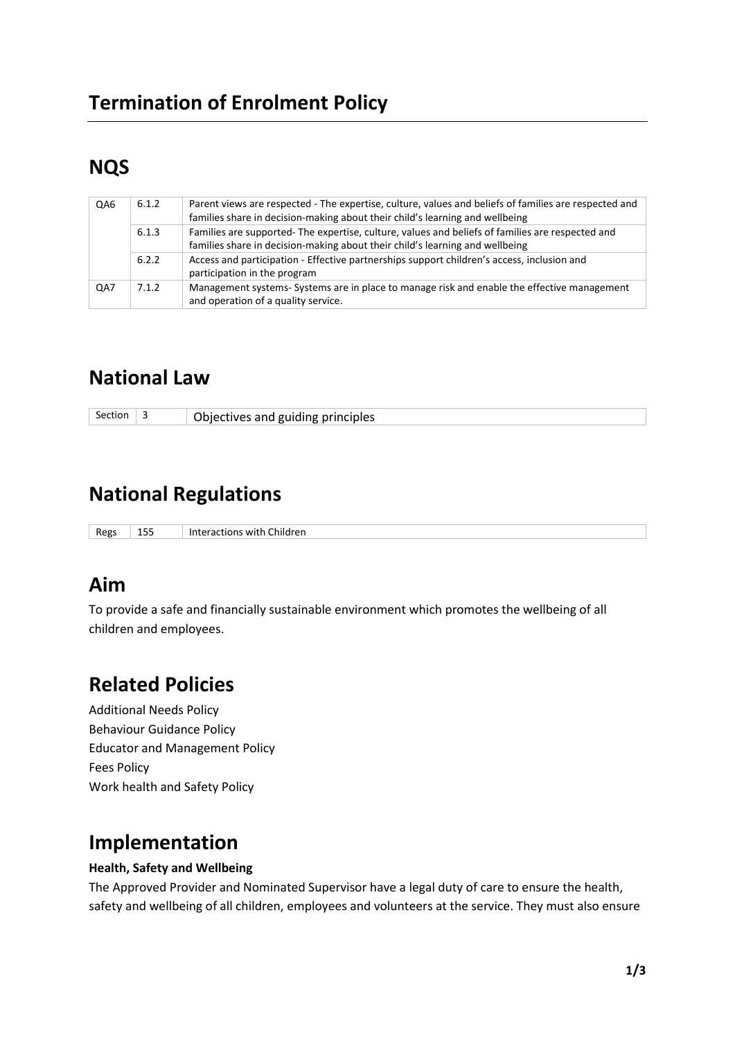# Termination of Enrolment Policy

## NQS

| QA6 | 6.1.2 | Parent views are respected - The expertise, culture, values and beliefs of families are respected and families share in decision-making about their child's learning and wellbeing |
|---|---|---|
| | 6.1.3 | Families are supported- The expertise, culture, values and beliefs of families are respected and families share in decision-making about their child's learning and wellbeing |
| | 6.2.2 | Access and participation - Effective partnerships support children's access, inclusion and participation in the program |
| QA7 | 7.1.2 | Management systems- Systems are in place to manage risk and enable the effective management and operation of a quality service. |

## National Law

| Section | 3 | Objectives and guiding principles |
|---|---|---|

## National Regulations

| Regs | 155 | Interactions with Children |
|---|---|---|

## Aim

To provide a safe and financially sustainable environment which promotes the wellbeing of all children and employees.

## Related Policies

Additional Needs Policy
Behaviour Guidance Policy
Educator and Management Policy
Fees Policy
Work health and Safety Policy

## Implementation

**Health, Safety and Wellbeing**

The Approved Provider and Nominated Supervisor have a legal duty of care to ensure the health, safety and wellbeing of all children, employees and volunteers at the service. They must also ensure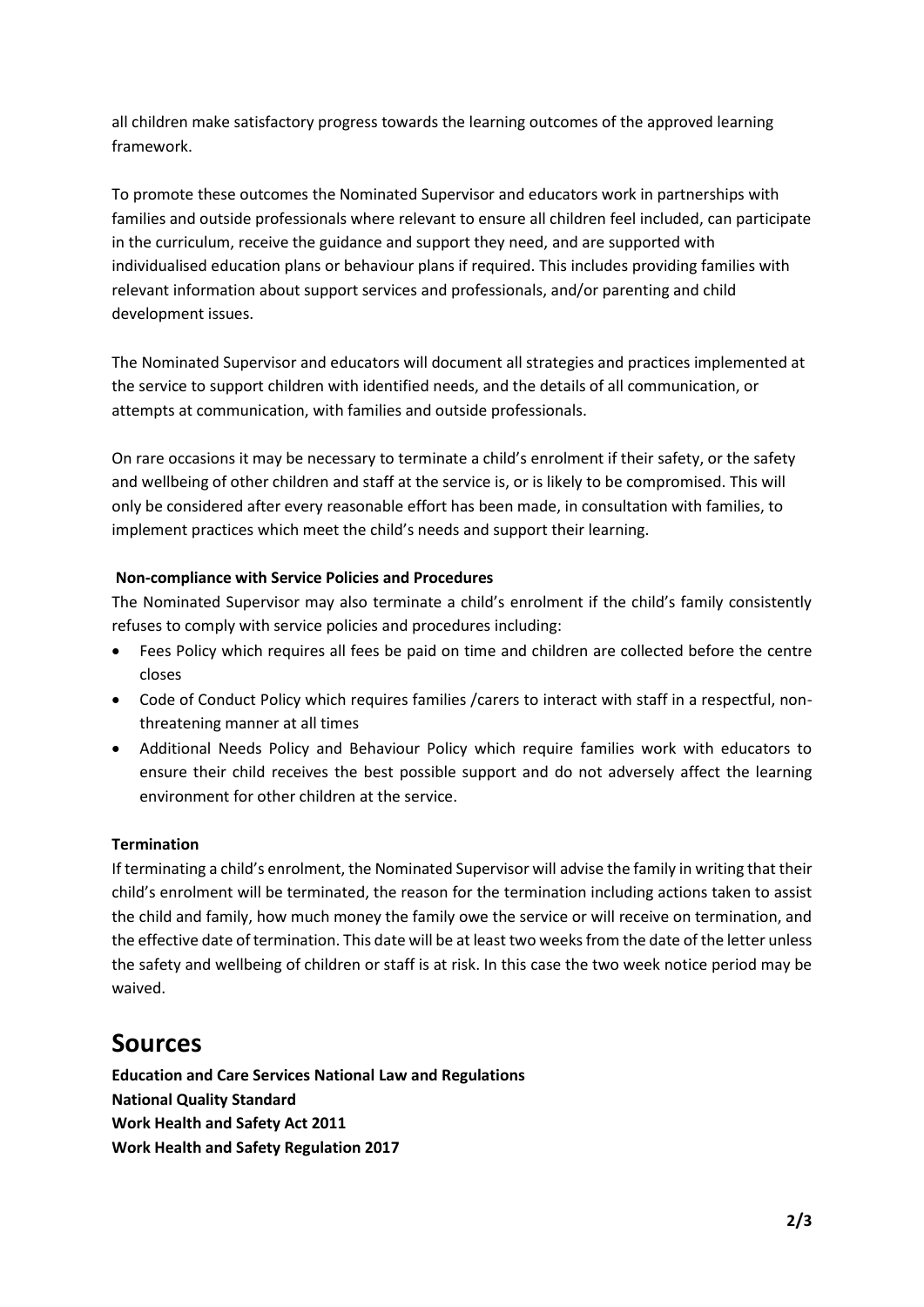all children make satisfactory progress towards the learning outcomes of the approved learning framework.

To promote these outcomes the Nominated Supervisor and educators work in partnerships with families and outside professionals where relevant to ensure all children feel included, can participate in the curriculum, receive the guidance and support they need, and are supported with individualised education plans or behaviour plans if required. This includes providing families with relevant information about support services and professionals, and/or parenting and child development issues.

The Nominated Supervisor and educators will document all strategies and practices implemented at the service to support children with identified needs, and the details of all communication, or attempts at communication, with families and outside professionals.

On rare occasions it may be necessary to terminate a child's enrolment if their safety, or the safety and wellbeing of other children and staff at the service is, or is likely to be compromised. This will only be considered after every reasonable effort has been made, in consultation with families, to implement practices which meet the child's needs and support their learning.

**Non-compliance with Service Policies and Procedures**

The Nominated Supervisor may also terminate a child's enrolment if the child's family consistently refuses to comply with service policies and procedures including:

- Fees Policy which requires all fees be paid on time and children are collected before the centre closes
- Code of Conduct Policy which requires families /carers to interact with staff in a respectful, non-threatening manner at all times
- Additional Needs Policy and Behaviour Policy which require families work with educators to ensure their child receives the best possible support and do not adversely affect the learning environment for other children at the service.

**Termination**

If terminating a child's enrolment, the Nominated Supervisor will advise the family in writing that their child's enrolment will be terminated, the reason for the termination including actions taken to assist the child and family, how much money the family owe the service or will receive on termination, and the effective date of termination. This date will be at least two weeks from the date of the letter unless the safety and wellbeing of children or staff is at risk. In this case the two week notice period may be waived.

# Sources

**Education and Care Services National Law and Regulations**
**National Quality Standard**
**Work Health and Safety Act 2011**
**Work Health and Safety Regulation 2017**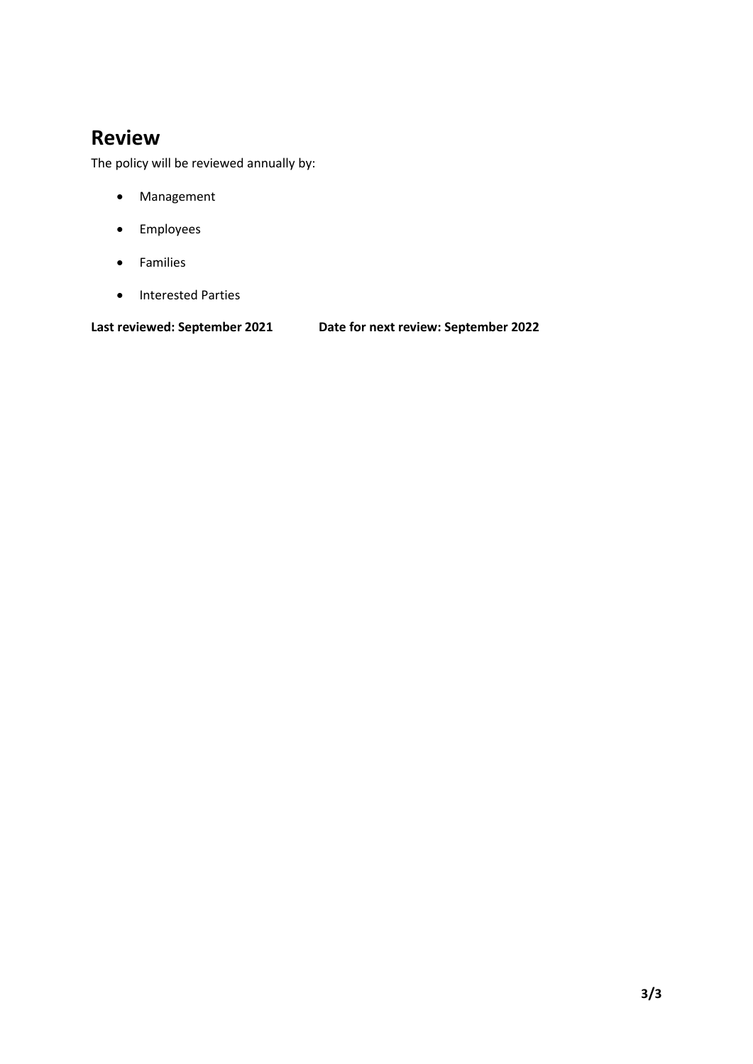## Review

The policy will be reviewed annually by:

- Management
- Employees
- Families
- Interested Parties

**Last reviewed: September 2021** **Date for next review: September 2022**